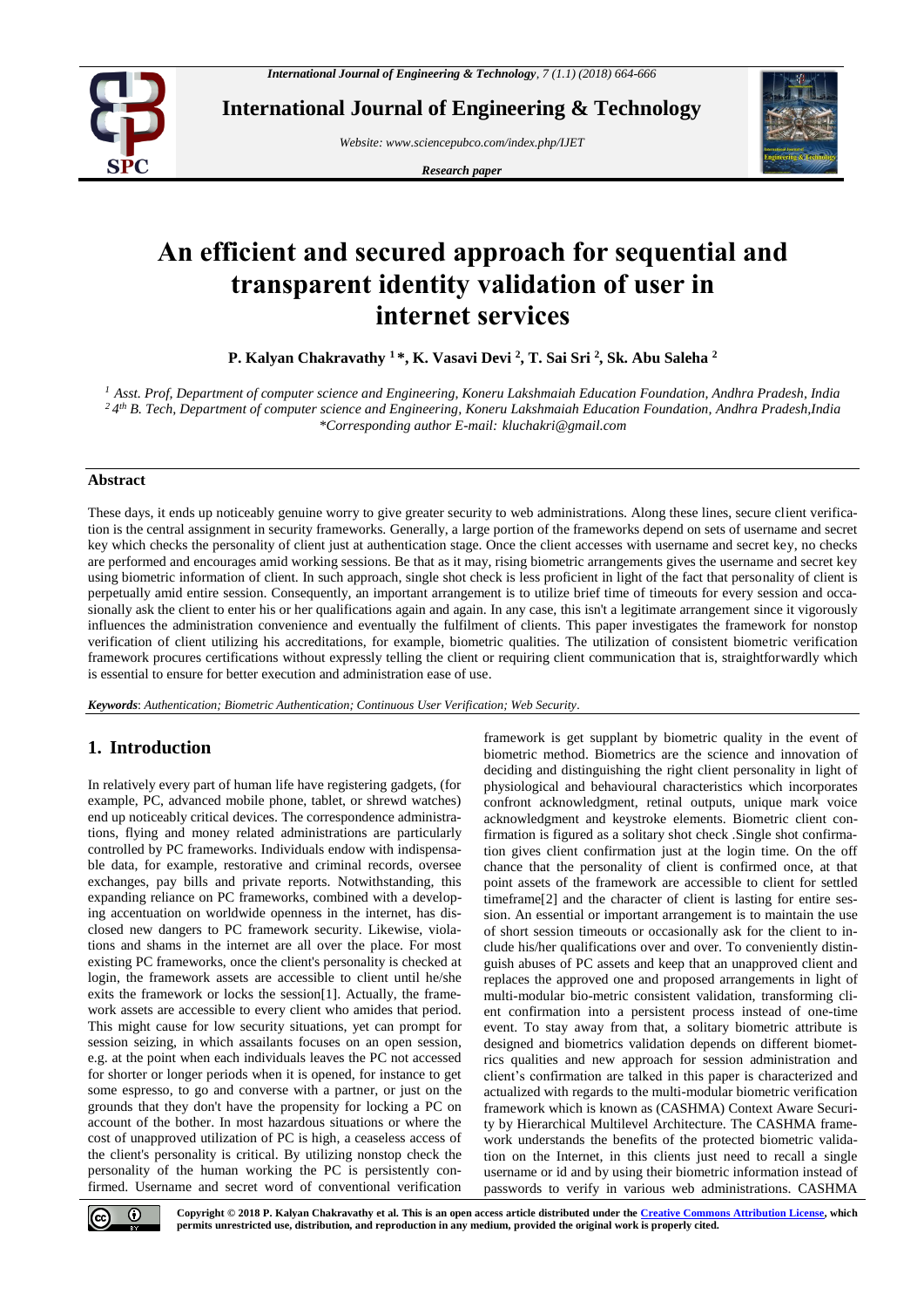# An efficient and secured approach for sequential and transparent identity validation of user in internet services

**P. Kalyan Chakravathy [1] \*, K. Vasavi Devi [2], T. Sai Sri [2], Sk. Abu Saleha [2]**

*[1] Asst. Prof, Department of computer science and Engineering, Koneru Lakshmaiah Education Foundation, Andhra Pradesh, India*
*[2] 4th B. Tech, Department of computer science and Engineering, Koneru Lakshmaiah Education Foundation, Andhra Pradesh,India*
*\*Corresponding author E-mail: kluchakri@gmail.com*

## Abstract

These days, it ends up noticeably genuine worry to give greater security to web administrations. Along these lines, secure client verification is the central assignment in security frameworks. Generally, a large portion of the frameworks depend on sets of username and secret key which checks the personality of client just at authentication stage. Once the client accesses with username and secret key, no checks are performed and encourages amid working sessions. Be that as it may, rising biometric arrangements gives the username and secret key using biometric information of client. In such approach, single shot check is less proficient in light of the fact that personality of client is perpetually amid entire session. Consequently, an important arrangement is to utilize brief time of timeouts for every session and occasionally ask the client to enter his or her qualifications again and again. In any case, this isn't a legitimate arrangement since it vigorously influences the administration convenience and eventually the fulfilment of clients. This paper investigates the framework for nonstop verification of client utilizing his accreditations, for example, biometric qualities. The utilization of consistent biometric verification framework procures certifications without expressly telling the client or requiring client communication that is, straightforwardly which is essential to ensure for better execution and administration ease of use.

***Keywords***: *Authentication; Biometric Authentication; Continuous User Verification; Web Security*.

## 1. Introduction

In relatively every part of human life have registering gadgets, (for example, PC, advanced mobile phone, tablet, or shrewd watches) end up noticeably critical devices. The correspondence administrations, flying and money related administrations are particularly controlled by PC frameworks. Individuals endow with indispensable data, for example, restorative and criminal records, oversee exchanges, pay bills and private reports. Notwithstanding, this expanding reliance on PC frameworks, combined with a developing accentuation on worldwide openness in the internet, has disclosed new dangers to PC framework security. Likewise, violations and shams in the internet are all over the place. For most existing PC frameworks, once the client's personality is checked at login, the framework assets are accessible to client until he/she exits the framework or locks the session[1]. Actually, the framework assets are accessible to every client who amides that period. This might cause for low security situations, yet can prompt for session seizing, in which assailants focuses on an open session, e.g. at the point when each individuals leaves the PC not accessed for shorter or longer periods when it is opened, for instance to get some espresso, to go and converse with a partner, or just on the grounds that they don't have the propensity for locking a PC on account of the bother. In most hazardous situations or where the cost of unapproved utilization of PC is high, a ceaseless access of the client's personality is critical. By utilizing nonstop check the personality of the human working the PC is persistently confirmed. Username and secret word of conventional verification framework is get supplant by biometric quality in the event of biometric method. Biometrics are the science and innovation of deciding and distinguishing the right client personality in light of physiological and behavioural characteristics which incorporates confront acknowledgment, retinal outputs, unique mark voice acknowledgment and keystroke elements. Biometric client confirmation is figured as a solitary shot check .Single shot confirmation gives client confirmation just at the login time. On the off chance that the personality of client is confirmed once, at that point assets of the framework are accessible to client for settled timeframe[2] and the character of client is lasting for entire session. An essential or important arrangement is to maintain the use of short session timeouts or occasionally ask for the client to include his/her qualifications over and over. To conveniently distinguish abuses of PC assets and keep that an unapproved client and replaces the approved one and proposed arrangements in light of multi-modular bio-metric consistent validation, transforming client confirmation into a persistent process instead of one-time event. To stay away from that, a solitary biometric attribute is designed and biometrics validation depends on different biometrics qualities and new approach for session administration and client's confirmation are talked in this paper is characterized and actualized with regards to the multi-modular biometric verification framework which is known as (CASHMA) Context Aware Security by Hierarchical Multilevel Architecture. The CASHMA framework understands the benefits of the protected biometric validation on the Internet, in this clients just need to recall a single username or id and by using their biometric information instead of passwords to verify in various web administrations. CASHMA

**Copyright © 2018 P. Kalyan Chakravathy et al. This is an open access article distributed under the Creative Commons Attribution License, which permits unrestricted use, distribution, and reproduction in any medium, provided the original work is properly cited.**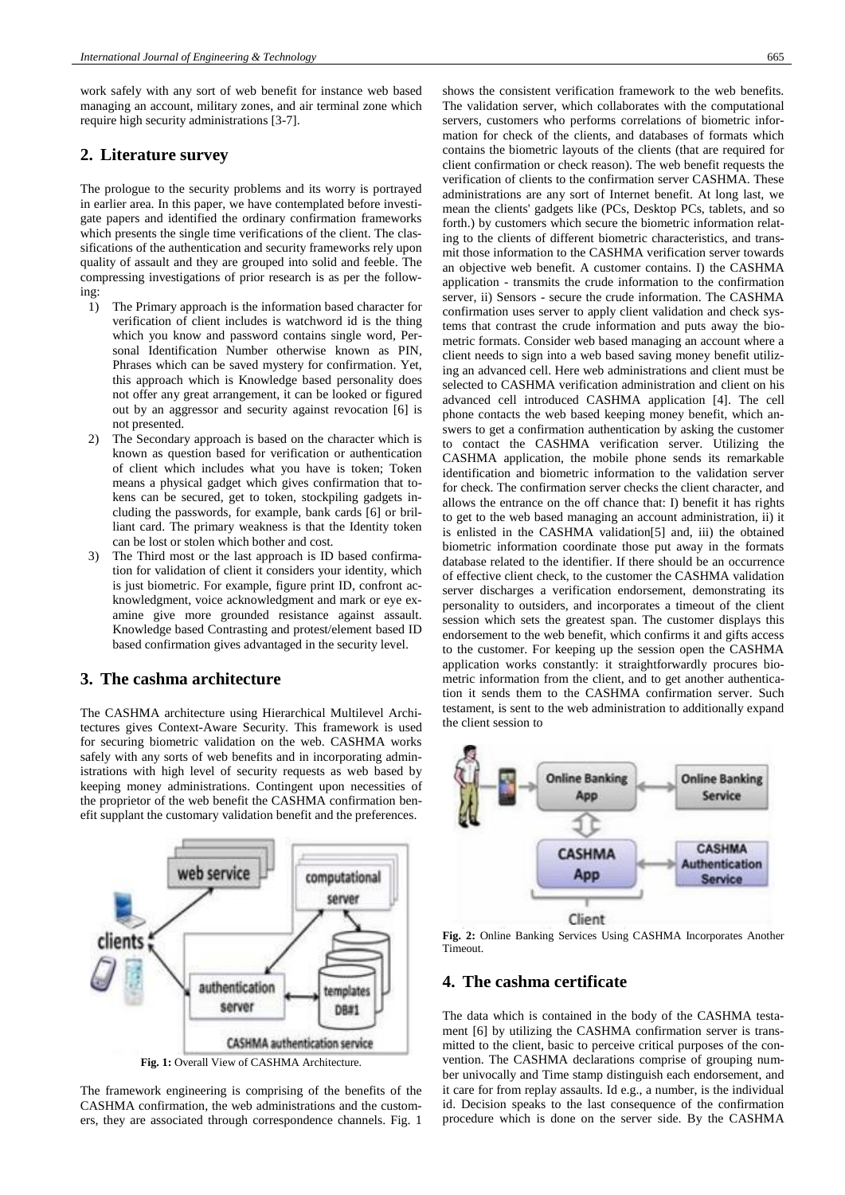work safely with any sort of web benefit for instance web based managing an account, military zones, and air terminal zone which require high security administrations [3-7].

## 2. Literature survey

The prologue to the security problems and its worry is portrayed in earlier area. In this paper, we have contemplated before investigate papers and identified the ordinary confirmation frameworks which presents the single time verifications of the client. The classifications of the authentication and security frameworks rely upon quality of assault and they are grouped into solid and feeble. The compressing investigations of prior research is as per the following:

1) The Primary approach is the information based character for verification of client includes is watchword id is the thing which you know and password contains single word, Personal Identification Number otherwise known as PIN, Phrases which can be saved mystery for confirmation. Yet, this approach which is Knowledge based personality does not offer any great arrangement, it can be looked or figured out by an aggressor and security against revocation [6] is not presented.
2) The Secondary approach is based on the character which is known as question based for verification or authentication of client which includes what you have is token; Token means a physical gadget which gives confirmation that tokens can be secured, get to token, stockpiling gadgets including the passwords, for example, bank cards [6] or brilliant card. The primary weakness is that the Identity token can be lost or stolen which bother and cost.
3) The Third most or the last approach is ID based confirmation for validation of client it considers your identity, which is just biometric. For example, figure print ID, confront acknowledgment, voice acknowledgment and mark or eye examine give more grounded resistance against assault. Knowledge based Contrasting and protest/element based ID based confirmation gives advantaged in the security level.

## 3. The cashma architecture

The CASHMA architecture using Hierarchical Multilevel Architectures gives Context-Aware Security. This framework is used for securing biometric validation on the web. CASHMA works safely with any sorts of web benefits and in incorporating administrations with high level of security requests as web based by keeping money administrations. Contingent upon necessities of the proprietor of the web benefit the CASHMA confirmation benefit supplant the customary validation benefit and the preferences.

web service
computational server
clients
authentication server
templates DB#1
CASHMA authentication service

**Fig. 1:** Overall View of CASHMA Architecture.

The framework engineering is comprising of the benefits of the CASHMA confirmation, the web administrations and the customers, they are associated through correspondence channels. Fig. 1 shows the consistent verification framework to the web benefits. The validation server, which collaborates with the computational servers, customers who performs correlations of biometric information for check of the clients, and databases of formats which contains the biometric layouts of the clients (that are required for client confirmation or check reason). The web benefit requests the verification of clients to the confirmation server CASHMA. These administrations are any sort of Internet benefit. At long last, we mean the clients' gadgets like (PCs, Desktop PCs, tablets, and so forth.) by customers which secure the biometric information relating to the clients of different biometric characteristics, and transmit those information to the CASHMA verification server towards an objective web benefit. A customer contains. I) the CASHMA application - transmits the crude information to the confirmation server, ii) Sensors - secure the crude information. The CASHMA confirmation uses server to apply client validation and check systems that contrast the crude information and puts away the biometric formats. Consider web based managing an account where a client needs to sign into a web based saving money benefit utilizing an advanced cell. Here web administrations and client must be selected to CASHMA verification administration and client on his advanced cell introduced CASHMA application [4]. The cell phone contacts the web based keeping money benefit, which answers to get a confirmation authentication by asking the customer to contact the CASHMA verification server. Utilizing the CASHMA application, the mobile phone sends its remarkable identification and biometric information to the validation server for check. The confirmation server checks the client character, and allows the entrance on the off chance that: I) benefit it has rights to get to the web based managing an account administration, ii) it is enlisted in the CASHMA validation[5] and, iii) the obtained biometric information coordinate those put away in the formats database related to the identifier. If there should be an occurrence of effective client check, to the customer the CASHMA validation server discharges a verification endorsement, demonstrating its personality to outsiders, and incorporates a timeout of the client session which sets the greatest span. The customer displays this endorsement to the web benefit, which confirms it and gifts access to the customer. For keeping up the session open the CASHMA application works constantly: it straightforwardly procures biometric information from the client, and to get another authentication it sends them to the CASHMA confirmation server. Such testament, is sent to the web administration to additionally expand the client session to

Online Banking App
Online Banking Service
CASHMA App
CASHMA Authentication Service
Client

**Fig. 2:** Online Banking Services Using CASHMA Incorporates Another Timeout.

## 4. The cashma certificate

The data which is contained in the body of the CASHMA testament [6] by utilizing the CASHMA confirmation server is transmitted to the client, basic to perceive critical purposes of the convention. The CASHMA declarations comprise of grouping number univocally and Time stamp distinguish each endorsement, and it care for from replay assaults. Id e.g., a number, is the individual id. Decision speaks to the last consequence of the confirmation procedure which is done on the server side. By the CASHMA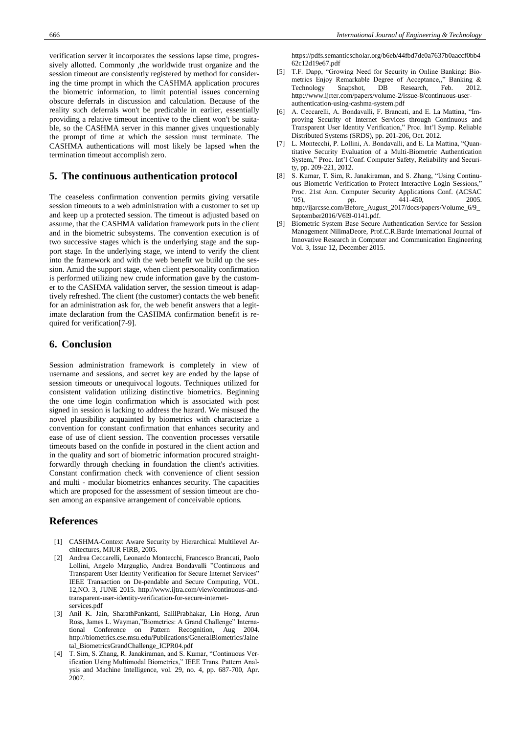verification server it incorporates the sessions lapse time, progressively allotted. Commonly ,the worldwide trust organize and the session timeout are consistently registered by method for considering the time prompt in which the CASHMA application procures the biometric information, to limit potential issues concerning obscure deferrals in discussion and calculation. Because of the reality such deferrals won't be predicable in earlier, essentially providing a relative timeout incentive to the client won't be suitable, so the CASHMA server in this manner gives unquestionably the prompt of time at which the session must terminate. The CASHMA authentications will most likely be lapsed when the termination timeout accomplish zero.

## 5. The continuous authentication protocol

The ceaseless confirmation convention permits giving versatile session timeouts to a web administration with a customer to set up and keep up a protected session. The timeout is adjusted based on assume, that the CASHMA validation framework puts in the client and in the biometric subsystems. The convention execution is of two successive stages which is the underlying stage and the support stage. In the underlying stage, we intend to verify the client into the framework and with the web benefit we build up the session. Amid the support stage, when client personality confirmation is performed utilizing new crude information gave by the customer to the CASHMA validation server, the session timeout is adaptively refreshed. The client (the customer) contacts the web benefit for an administration ask for, the web benefit answers that a legitimate declaration from the CASHMA confirmation benefit is required for verification[7-9].

## 6. Conclusion

Session administration framework is completely in view of username and sessions, and secret key are ended by the lapse of session timeouts or unequivocal logouts. Techniques utilized for consistent validation utilizing distinctive biometrics. Beginning the one time login confirmation which is associated with post signed in session is lacking to address the hazard. We misused the novel plausibility acquainted by biometrics with characterize a convention for constant confirmation that enhances security and ease of use of client session. The convention processes versatile timeouts based on the confide in postured in the client action and in the quality and sort of biometric information procured straightforwardly through checking in foundation the client's activities. Constant confirmation check with convenience of client session and multi - modular biometrics enhances security. The capacities which are proposed for the assessment of session timeout are chosen among an expansive arrangement of conceivable options.

## References

[1] CASHMA-Context Aware Security by Hierarchical Multilevel Architectures, MIUR FIRB, 2005.

[2] Andrea Ceccarelli, Leonardo Montecchi, Francesco Brancati, Paolo Lollini, Angelo Marguglio, Andrea Bondavalli "Continuous and Transparent User Identity Verification for Secure Internet Services" IEEE Transaction on De-pendable and Secure Computing, VOL. 12,NO. 3, JUNE 2015. http://www.ijtra.com/view/continuous-and-transparent-user-identity-verification-for-secure-internet-services.pdf

[3] Anil K. Jain, SharathPankanti, SalilPrabhakar, Lin Hong, Arun Ross, James L. Wayman,"Biometrics: A Grand Challenge" International Conference on Pattern Recognition, Aug 2004. http://biometrics.cse.msu.edu/Publications/GeneralBiometrics/Jainetal_BiometricsGrandChallenge_ICPR04.pdf

[4] T. Sim, S. Zhang, R. Janakiraman, and S. Kumar, "Continuous Verification Using Multimodal Biometrics," IEEE Trans. Pattern Analysis and Machine Intelligence, vol. 29, no. 4, pp. 687-700, Apr. 2007. https://pdfs.semanticscholar.org/b6eb/44fbd7de0a7637b0aaccf0bb462c12d19e67.pdf

[5] T.F. Dapp, "Growing Need for Security in Online Banking: Biometrics Enjoy Remarkable Degree of Acceptance,," Banking & Technology Snapshot, DB Research, Feb. 2012. http://www.ijrter.com/papers/volume-2/issue-8/continuous-user-authentication-using-cashma-system.pdf

[6] A. Ceccarelli, A. Bondavalli, F. Brancati, and E. La Mattina, "Improving Security of Internet Services through Continuous and Transparent User Identity Verification," Proc. Int'l Symp. Reliable Distributed Systems (SRDS), pp. 201-206, Oct. 2012.

[7] L. Montecchi, P. Lollini, A. Bondavalli, and E. La Mattina, "Quantitative Security Evaluation of a Multi-Biometric Authentication System," Proc. Int'l Conf. Computer Safety, Reliability and Security, pp. 209-221, 2012.

[8] S. Kumar, T. Sim, R. Janakiraman, and S. Zhang, "Using Continuous Biometric Verification to Protect Interactive Login Sessions," Proc. 21st Ann. Computer Security Applications Conf. (ACSAC '05), pp. 441-450, 2005. http://ijarcsse.com/Before_August_2017/docs/papers/Volume_6/9_September2016/V6I9-0141.pdf.

[9] Biometric System Base Secure Authentication Service for Session Management NilimaDeore, Prof.C.R.Barde International Journal of Innovative Research in Computer and Communication Engineering Vol. 3, Issue 12, December 2015.